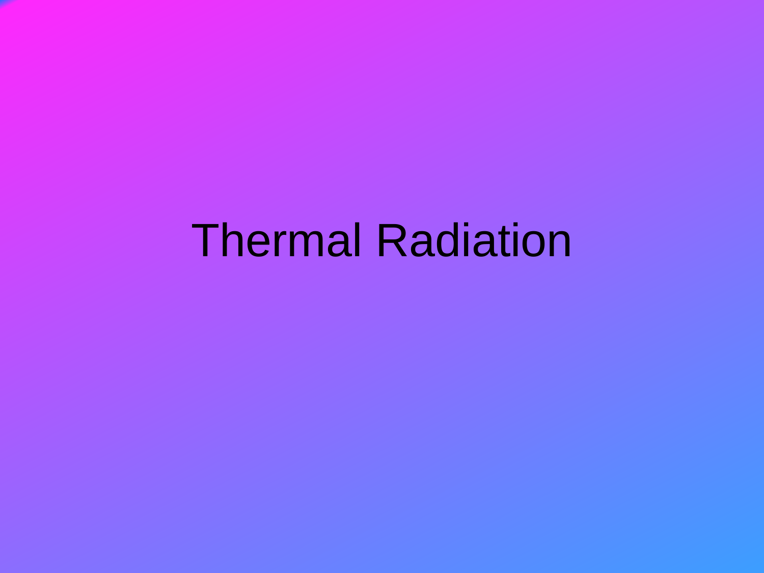# Thermal Radiation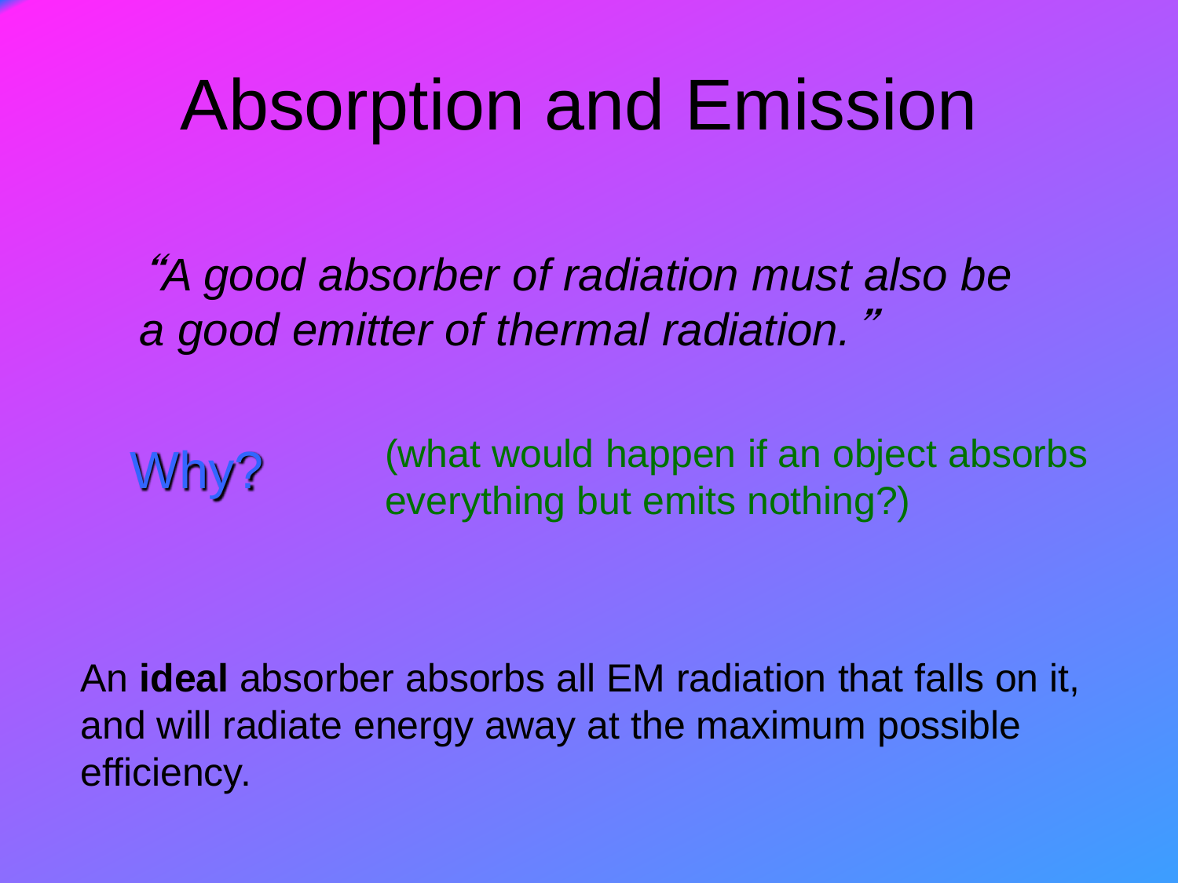# Absorption and Emission

*"A good absorber of radiation must also be a good emitter of thermal radiation."*

Why?

(what would happen if an object absorbs everything but emits nothing?)

An **ideal** absorber absorbs all EM radiation that falls on it, and will radiate energy away at the maximum possible efficiency.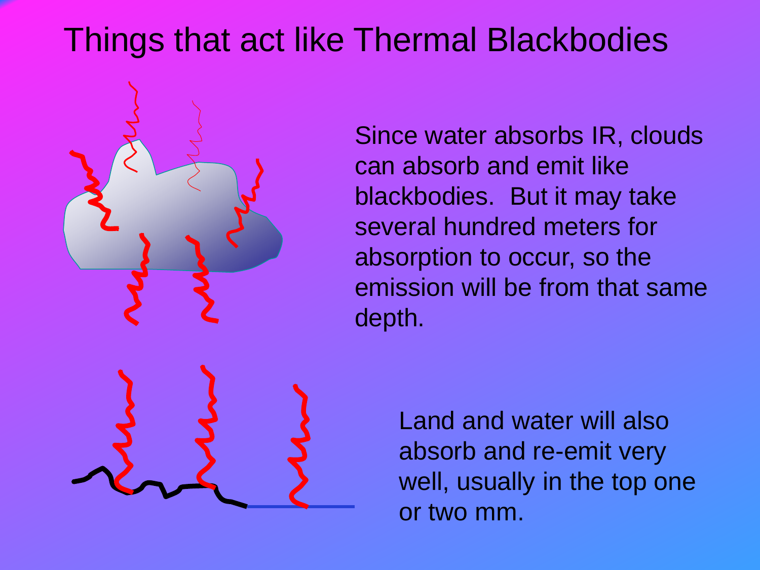# Things that act like Thermal Blackbodies

Since water absorbs IR, clouds can absorb and emit like blackbodies. But it may take several hundred meters for absorption to occur, so the emission will be from that same depth.

Land and water will also absorb and re-emit very well, usually in the top one or two mm.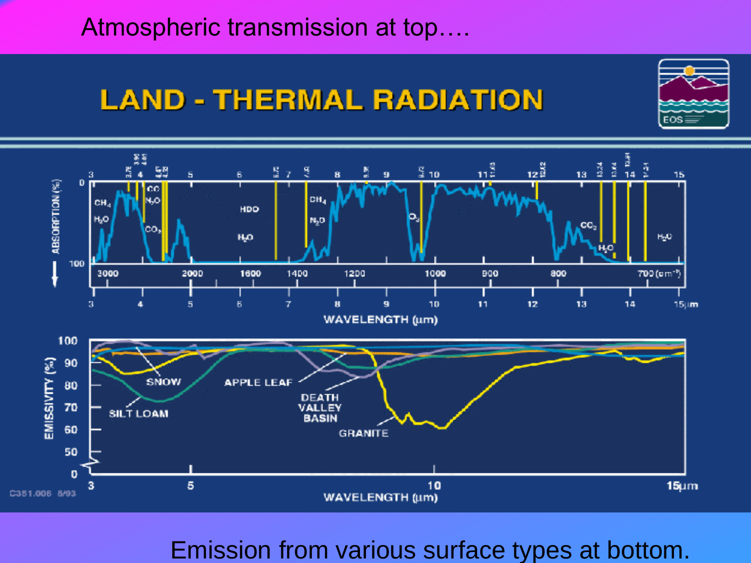Atmospheric transmission at top….

Emission from various surface types at bottom.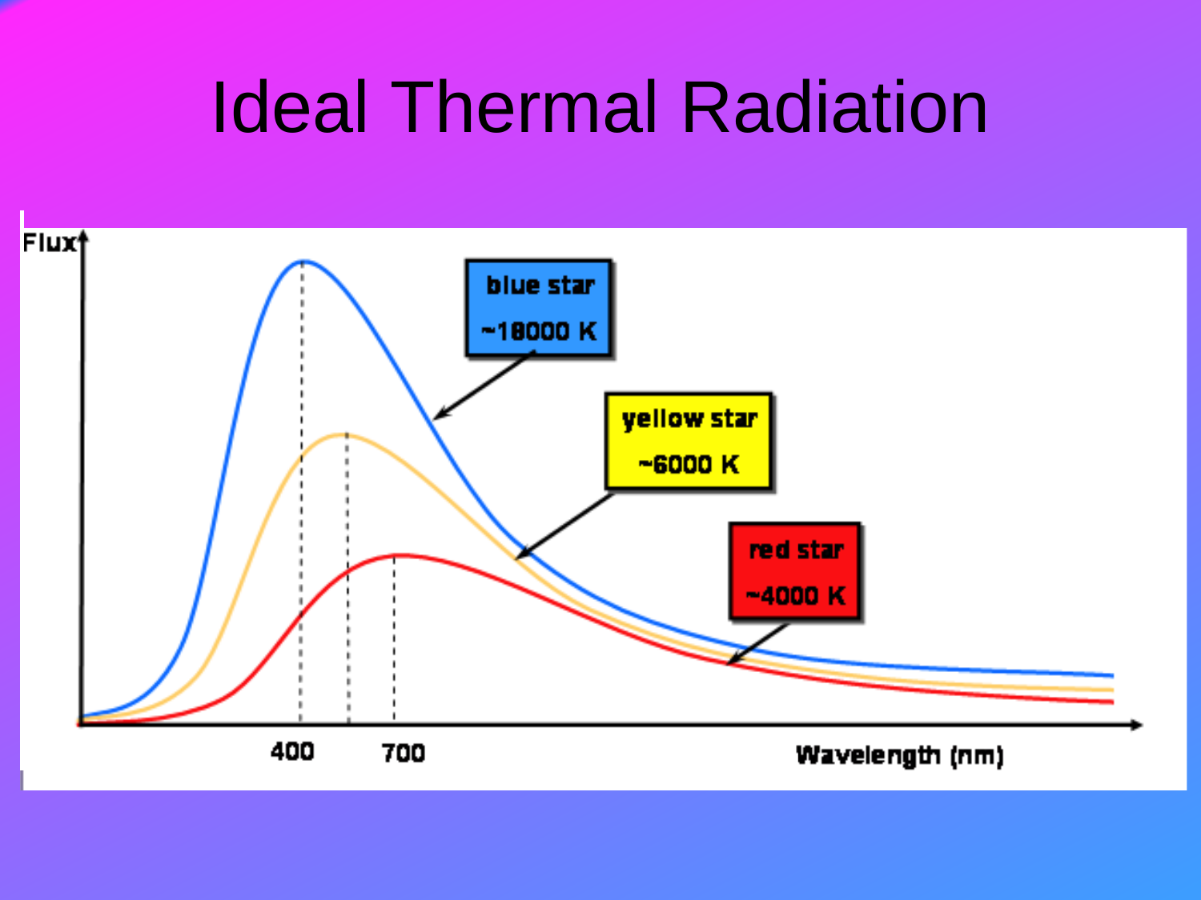# Ideal Thermal Radiation

Flux

blue star ~18000 K

yellow star ~6000 K

red star ~4000 K

400 700 Wavelength (nm)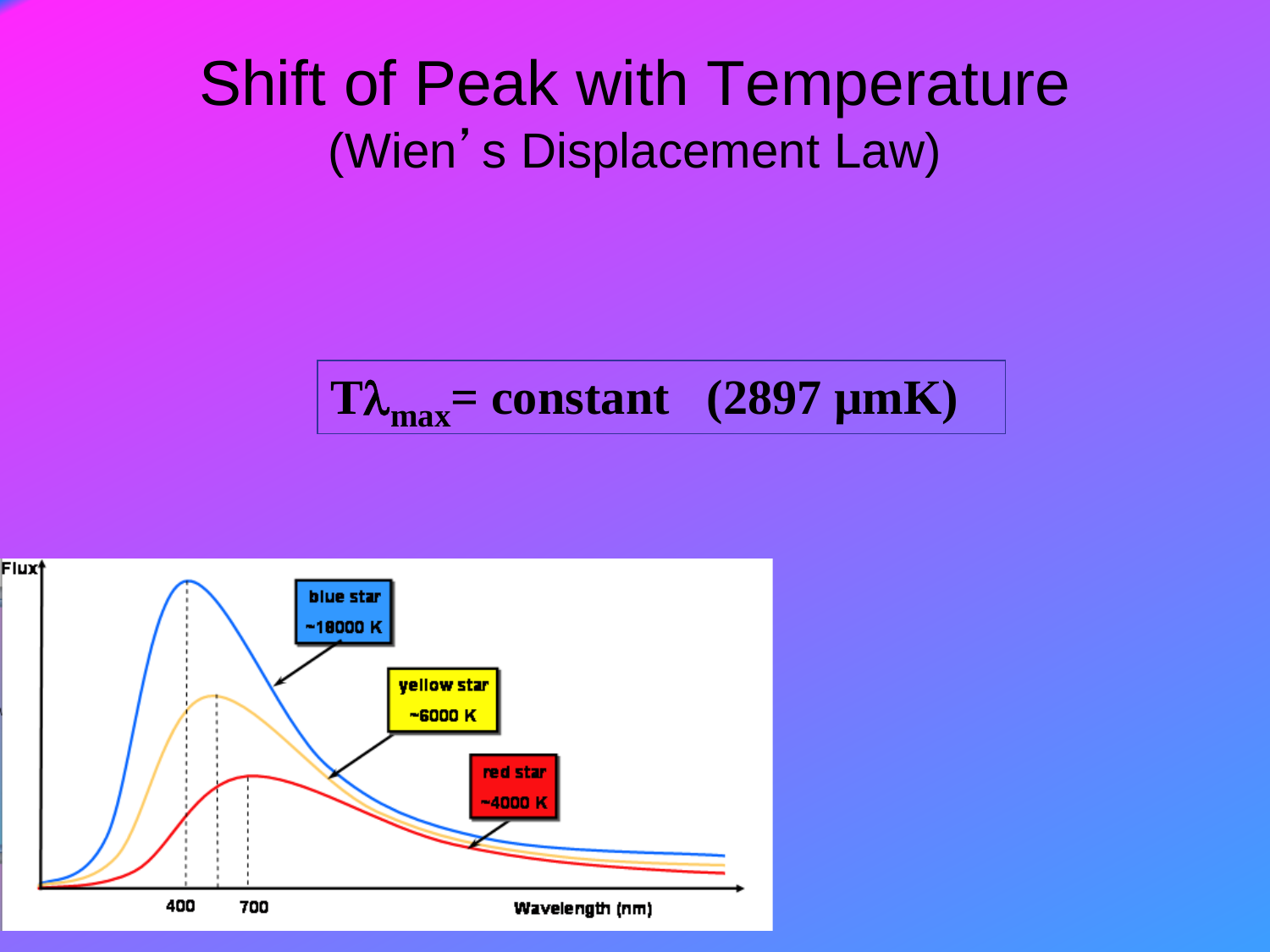# Shift of Peak with Temperature

## (Wien's Displacement Law)

$$T\lambda_{max} = \text{constant} \quad (2897\ \mu mK)$$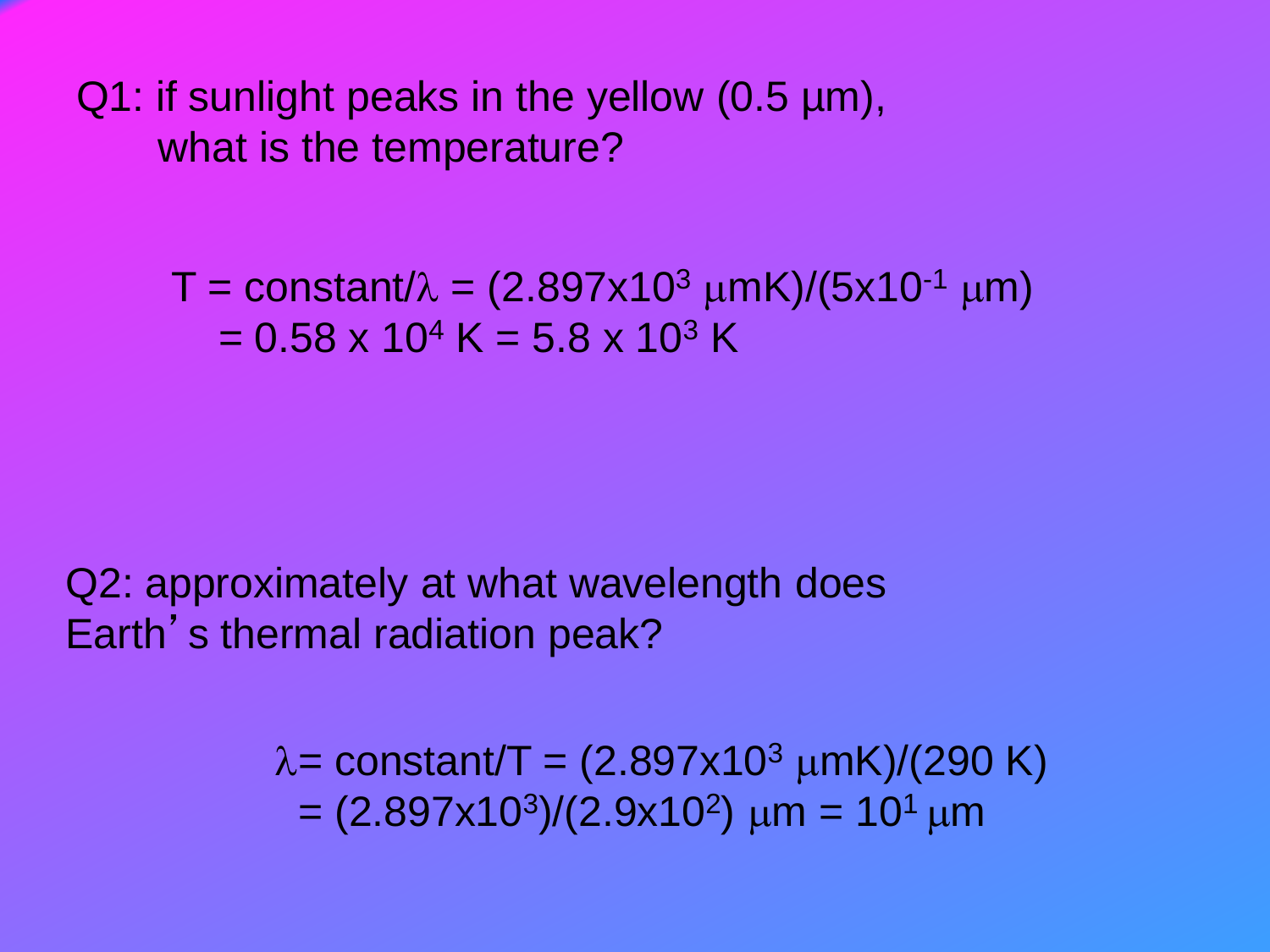Q1: if sunlight peaks in the yellow (0.5 μm), what is the temperature?

$$T = \text{constant}/\lambda = (2.897\text{x}10^{3}\ \mu\text{mK})/(5\text{x}10^{-1}\ \mu\text{m})$$
$$= 0.58 \text{ x } 10^{4}\text{ K} = 5.8 \text{ x } 10^{3}\text{ K}$$

Q2: approximately at what wavelength does Earth's thermal radiation peak?

$$\lambda = \text{constant}/T = (2.897\text{x}10^{3}\ \mu\text{mK})/(290\text{ K})$$
$$= (2.897\text{x}10^{3})/(2.9\text{x}10^{2})\ \mu\text{m} = 10^{1}\ \mu\text{m}$$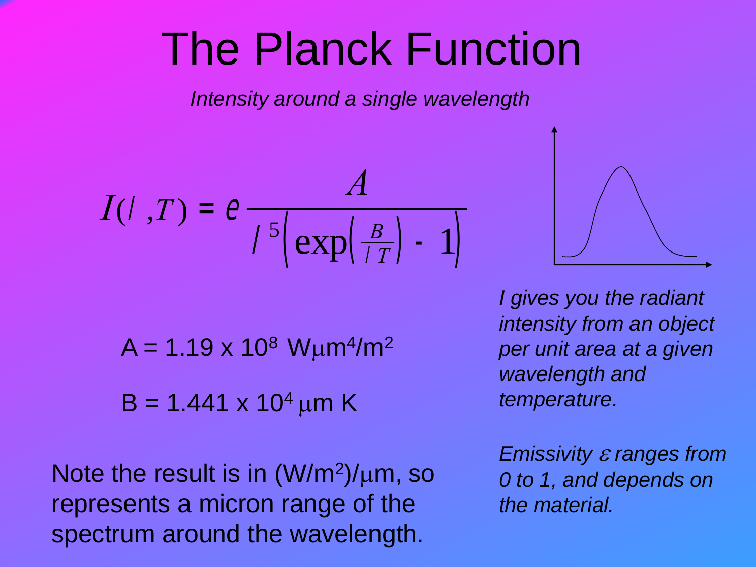# The Planck Function

*Intensity around a single wavelength*

$$I(\lambda, T) = \varepsilon \frac{A}{\lambda^5\left(\exp\left(\frac{B}{\lambda T}\right) - 1\right)}$$

A = 1.19 x $10^8$ W$\mu$m$^4$/m$^2$

B = 1.441 x $10^4$ $\mu$m K

Note the result is in (W/m$^2$)/$\mu$m, so represents a micron range of the spectrum around the wavelength.

*I gives you the radiant intensity from an object per unit area at a given wavelength and temperature.*

*Emissivity $\varepsilon$ ranges from 0 to 1, and depends on the material.*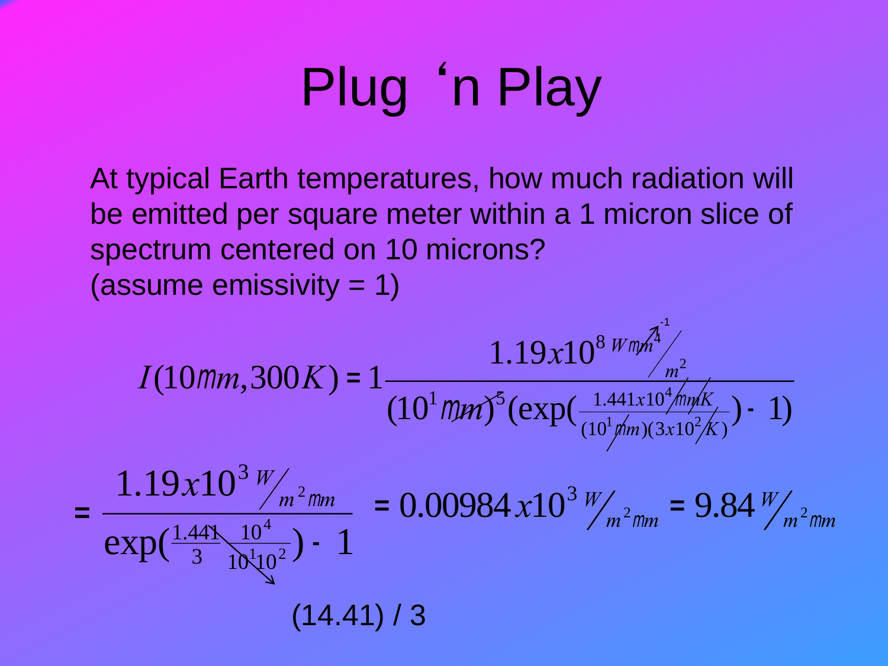# Plug 'n Play

At typical Earth temperatures, how much radiation will be emitted per square meter within a 1 micron slice of spectrum centered on 10 microns?
(assume emissivity = 1)

$$I(10\mu m, 300K) = 1\frac{1.19x10^{8}\,W\mu m^{4}/m^{2}}{(10^{1}\mu m)^{5}(\exp(\frac{1.441x10^{4}\mu mK}{(10^{1}\mu m)(3x10^{2}K)})-1)}$$

$$= \frac{1.19x10^{3}\,W/m^{2}\mu m}{\exp(\frac{1.441}{3}\frac{10^{4}}{10^{1}10^{2}})-1} = 0.00984x10^{3}\,W/m^{2}\mu m = 9.84\,W/m^{2}\mu m$$

(14.41) / 3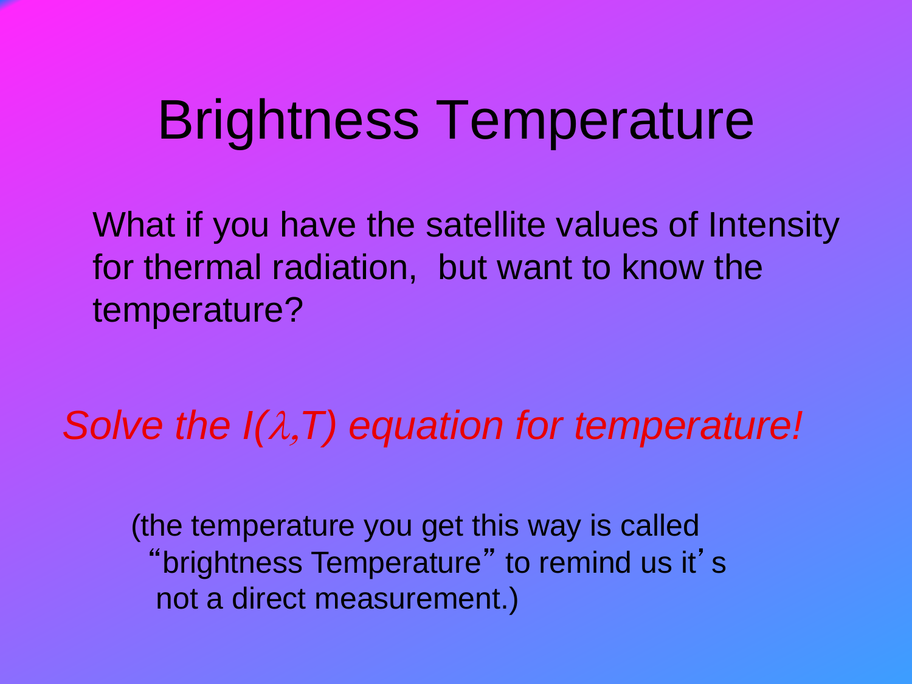# Brightness Temperature

What if you have the satellite values of Intensity for thermal radiation, but want to know the temperature?

*Solve the $I(\lambda,T)$ equation for temperature!*

(the temperature you get this way is called "brightness Temperature" to remind us it's not a direct measurement.)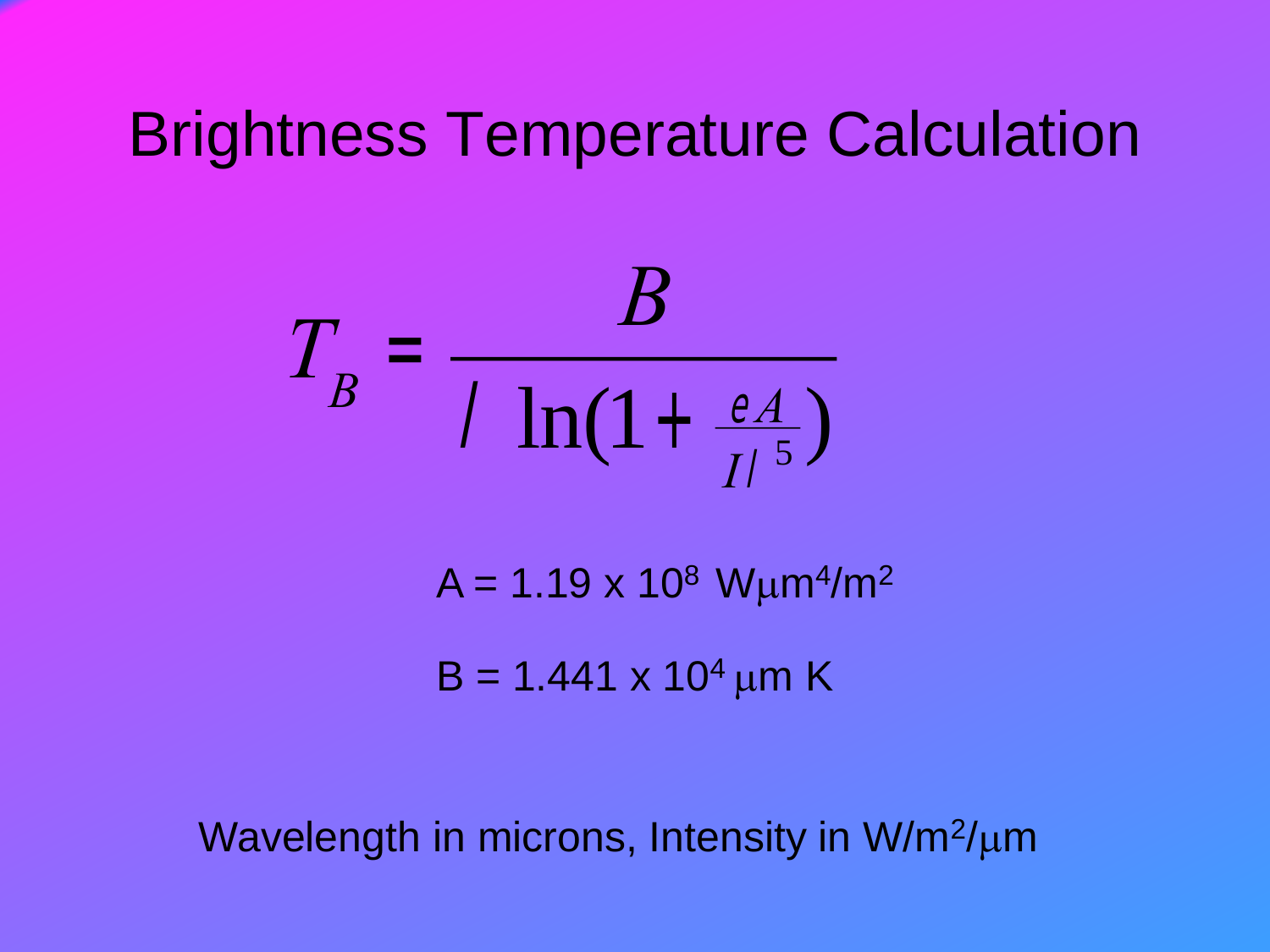# Brightness Temperature Calculation

$$T_B = \frac{B}{\lambda \ln\left(1 + \frac{\epsilon A}{I \lambda^5}\right)}$$

A = 1.19 x $10^8$ Wμm$^4$/m$^2$

B = 1.441 x $10^4$ μm K

Wavelength in microns, Intensity in W/m$^2$/μm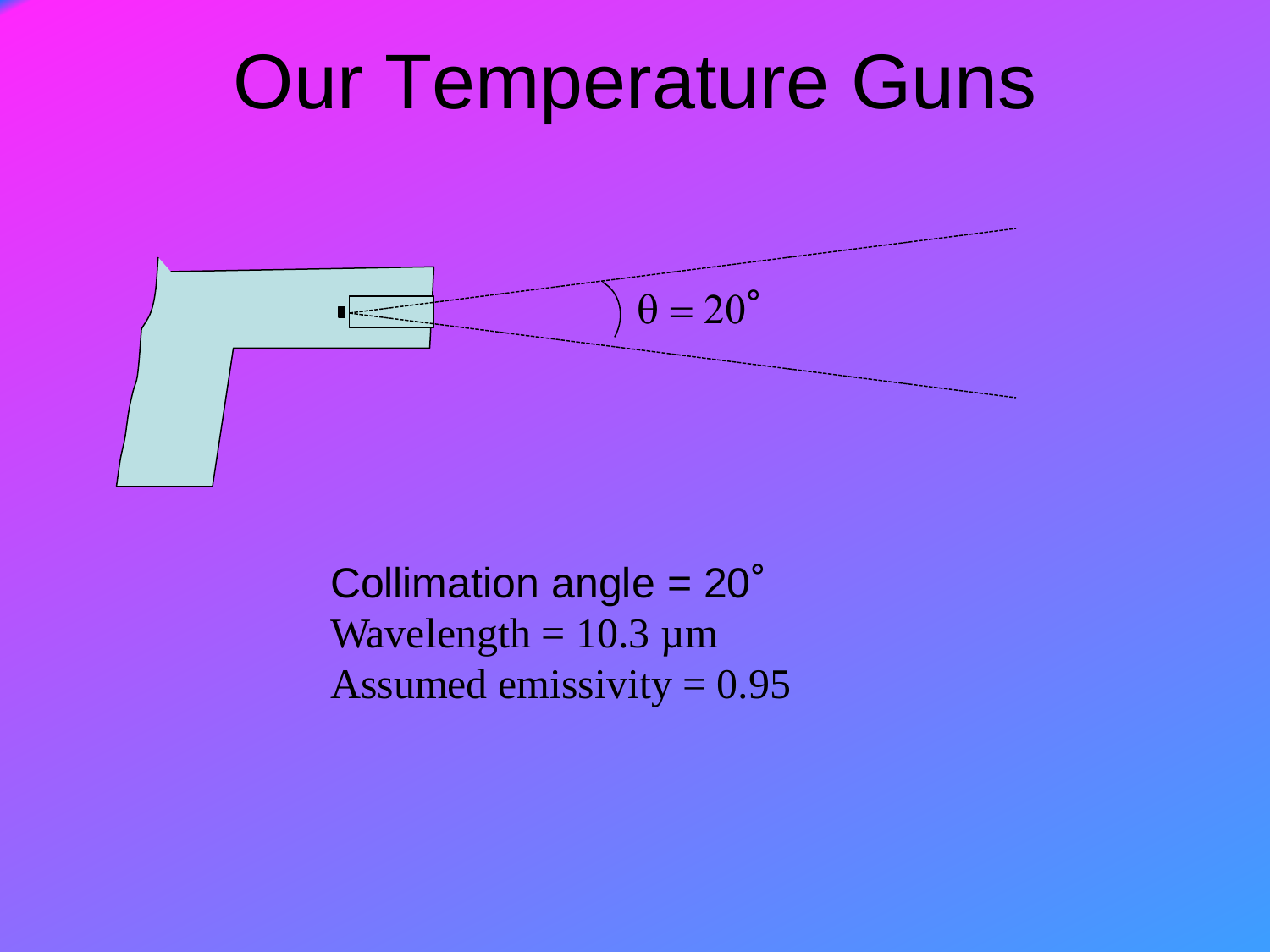# Our Temperature Guns

$\theta = 20^\circ$

Collimation angle = $20^\circ$

Wavelength = 10.3 µm

Assumed emissivity = 0.95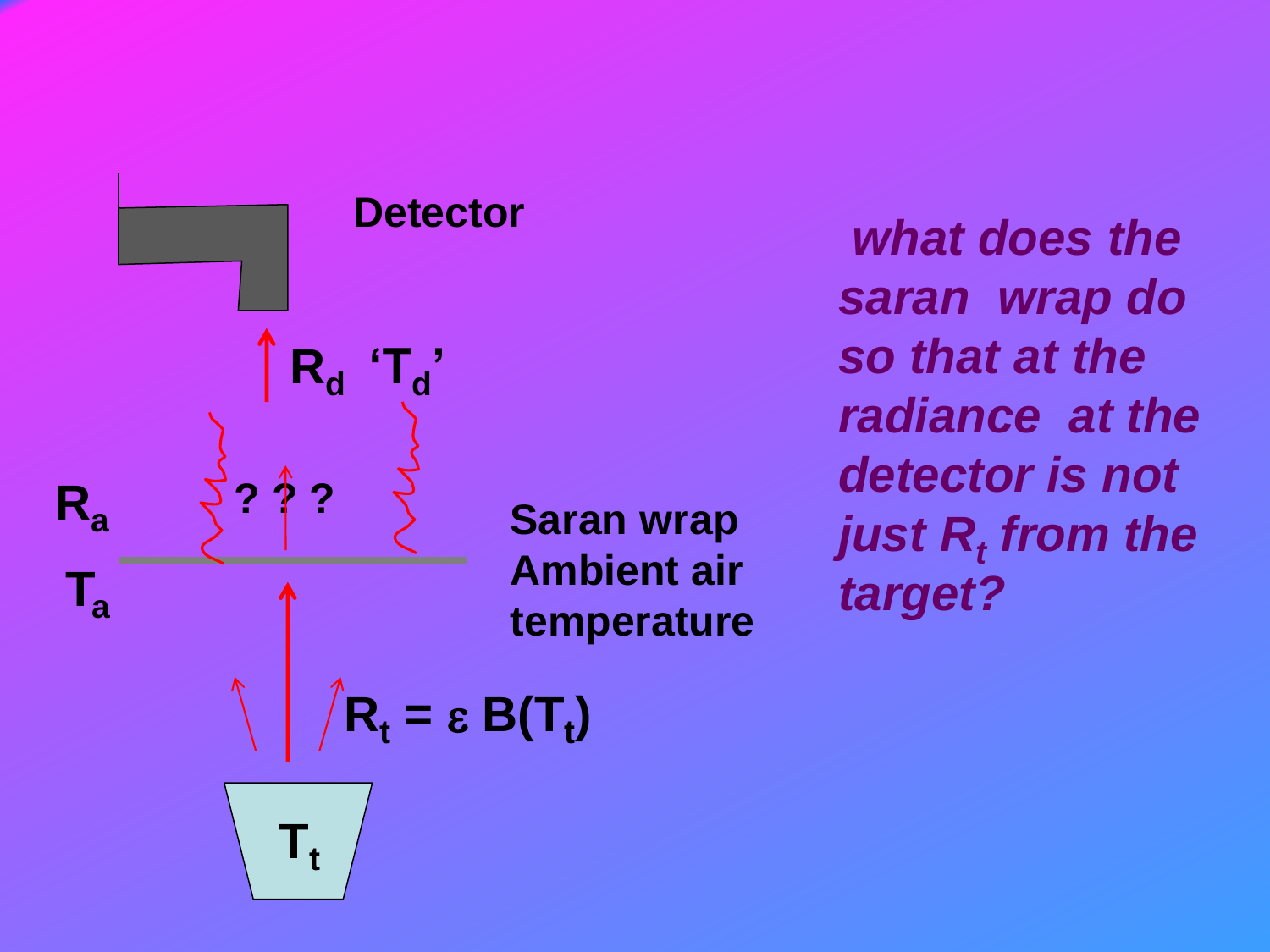Detector

$R_d$ '$T_d$'

$R_a$

$T_a$

? ? ?

Saran wrap
Ambient air
temperature

$R_t = \varepsilon B(T_t)$

$T_t$

*what does the saran wrap do so that at the radiance at the detector is not just $R_t$ from the target?*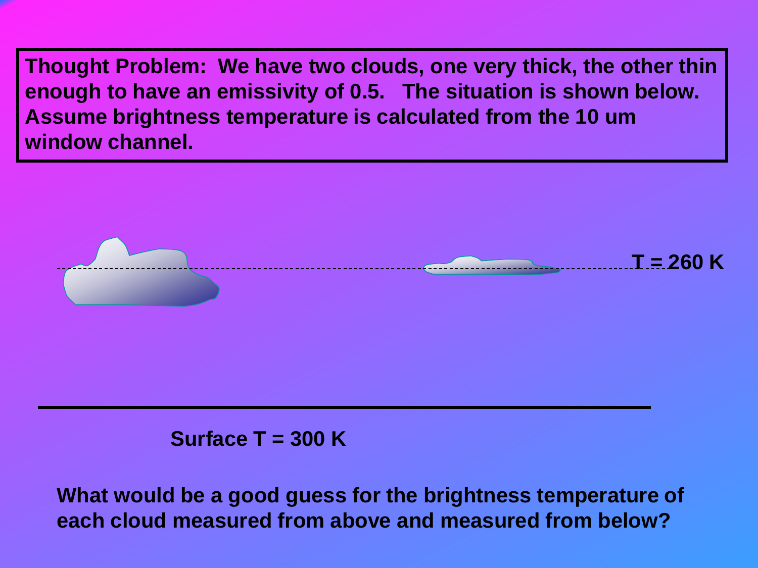**Thought Problem: We have two clouds, one very thick, the other thin enough to have an emissivity of 0.5. The situation is shown below. Assume brightness temperature is calculated from the 10 um window channel.**

**T = 260 K**

**Surface T = 300 K**

**What would be a good guess for the brightness temperature of each cloud measured from above and measured from below?**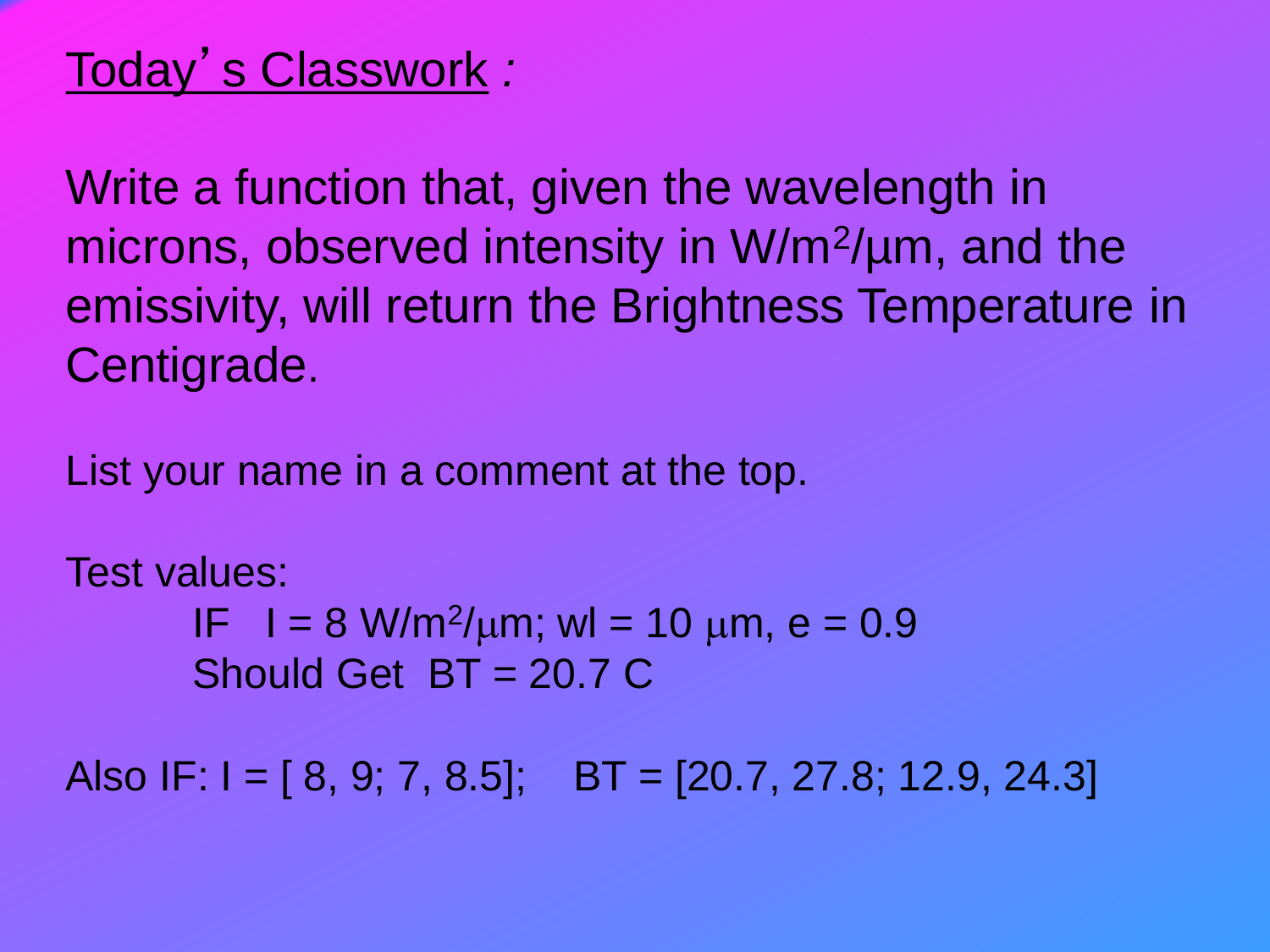<u>Today's Classwork</u> *:*

Write a function that, given the wavelength in microns, observed intensity in $W/m^2/\mu m$, and the emissivity, will return the Brightness Temperature in Centigrade.

List your name in a comment at the top.

Test values:

IF $I = 8$ $W/m^2/\mu m$; wl = 10 $\mu m$, e = 0.9
Should Get BT = 20.7 C

Also IF: I = [ 8, 9; 7, 8.5]; BT = [20.7, 27.8; 12.9, 24.3]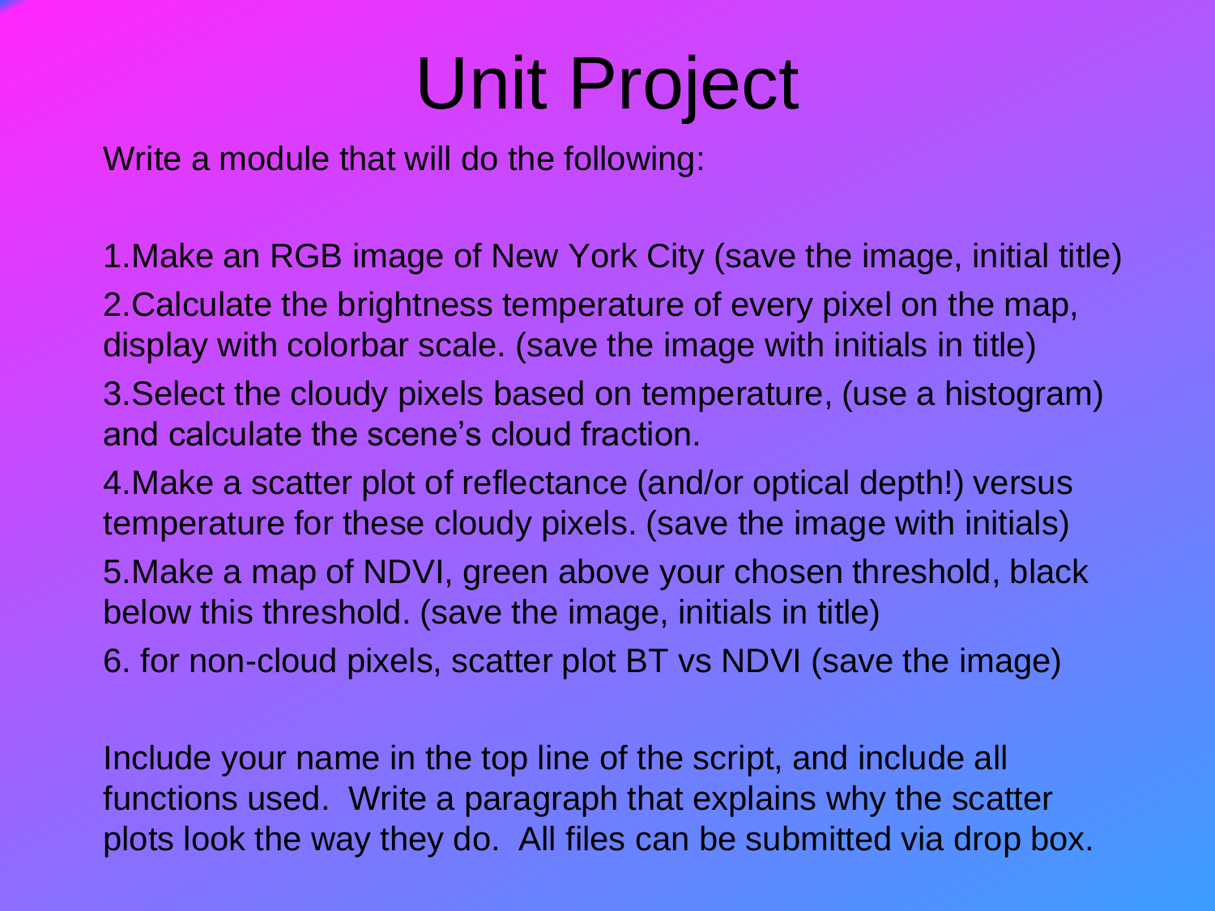# Unit Project

Write a module that will do the following:

1. Make an RGB image of New York City (save the image, initial title)
2. Calculate the brightness temperature of every pixel on the map, display with colorbar scale. (save the image with initials in title)
3. Select the cloudy pixels based on temperature, (use a histogram) and calculate the scene's cloud fraction.
4. Make a scatter plot of reflectance (and/or optical depth!) versus temperature for these cloudy pixels. (save the image with initials)
5. Make a map of NDVI, green above your chosen threshold, black below this threshold. (save the image, initials in title)
6. for non-cloud pixels, scatter plot BT vs NDVI (save the image)

Include your name in the top line of the script, and include all functions used. Write a paragraph that explains why the scatter plots look the way they do. All files can be submitted via drop box.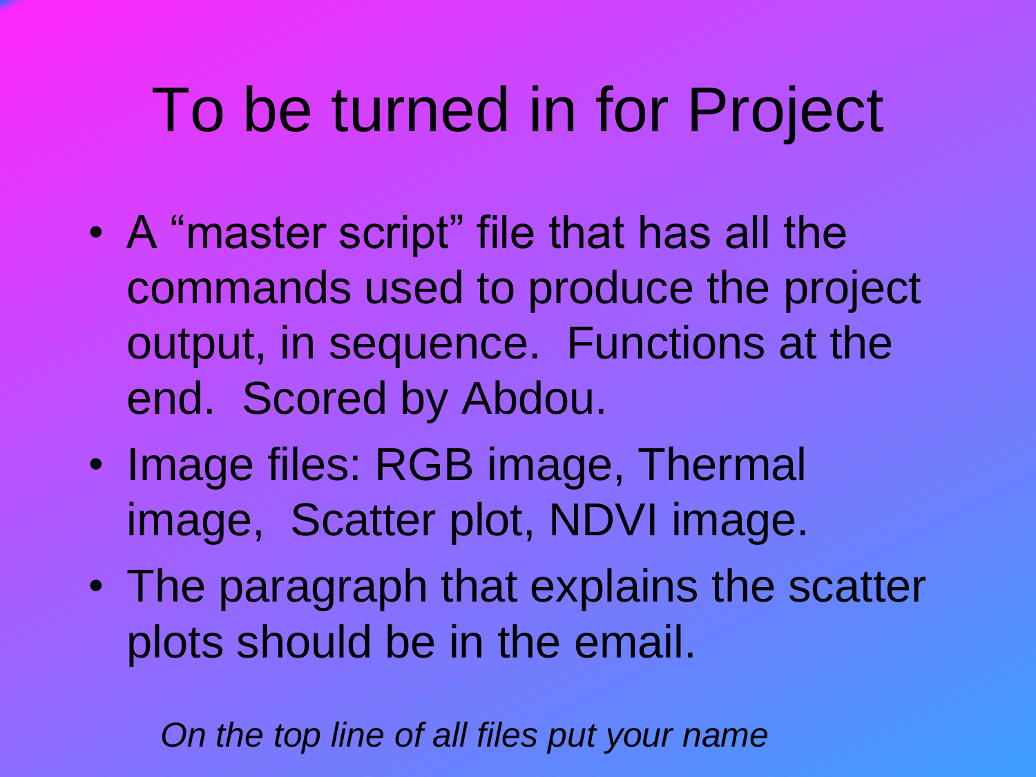# To be turned in for Project

- A "master script" file that has all the commands used to produce the project output, in sequence. Functions at the end. Scored by Abdou.
- Image files: RGB image, Thermal image, Scatter plot, NDVI image.
- The paragraph that explains the scatter plots should be in the email.

*On the top line of all files put your name*